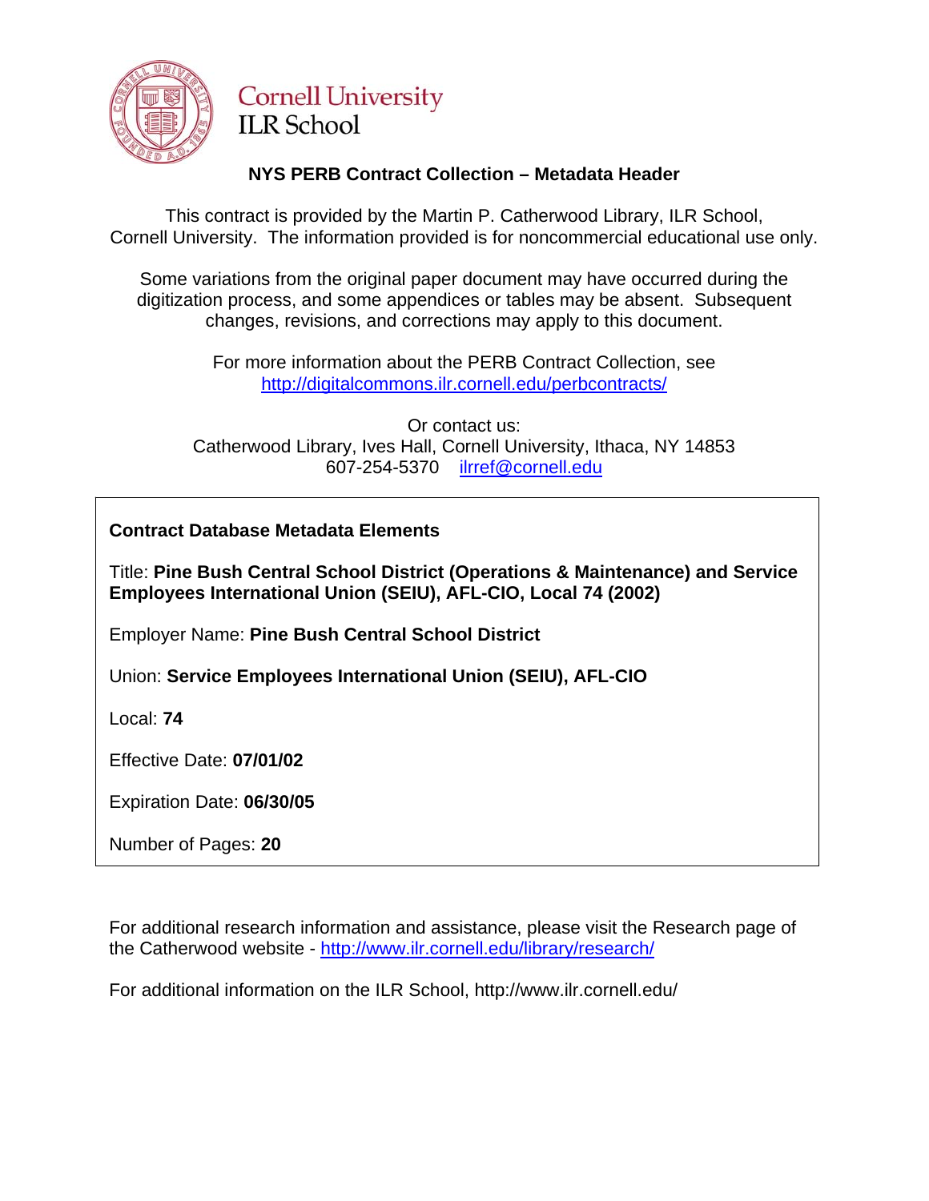Cornell University
ILR School

## NYS PERB Contract Collection – Metadata Header

This contract is provided by the Martin P. Catherwood Library, ILR School, Cornell University. The information provided is for noncommercial educational use only.

Some variations from the original paper document may have occurred during the digitization process, and some appendices or tables may be absent. Subsequent changes, revisions, and corrections may apply to this document.

For more information about the PERB Contract Collection, see http://digitalcommons.ilr.cornell.edu/perbcontracts/

Or contact us:
Catherwood Library, Ives Hall, Cornell University, Ithaca, NY 14853
607-254-5370 ilrref@cornell.edu

**Contract Database Metadata Elements**

Title: **Pine Bush Central School District (Operations & Maintenance) and Service Employees International Union (SEIU), AFL-CIO, Local 74 (2002)**

Employer Name: **Pine Bush Central School District**

Union: **Service Employees International Union (SEIU), AFL-CIO**

Local: **74**

Effective Date: **07/01/02**

Expiration Date: **06/30/05**

Number of Pages: **20**

For additional research information and assistance, please visit the Research page of the Catherwood website - http://www.ilr.cornell.edu/library/research/

For additional information on the ILR School, http://www.ilr.cornell.edu/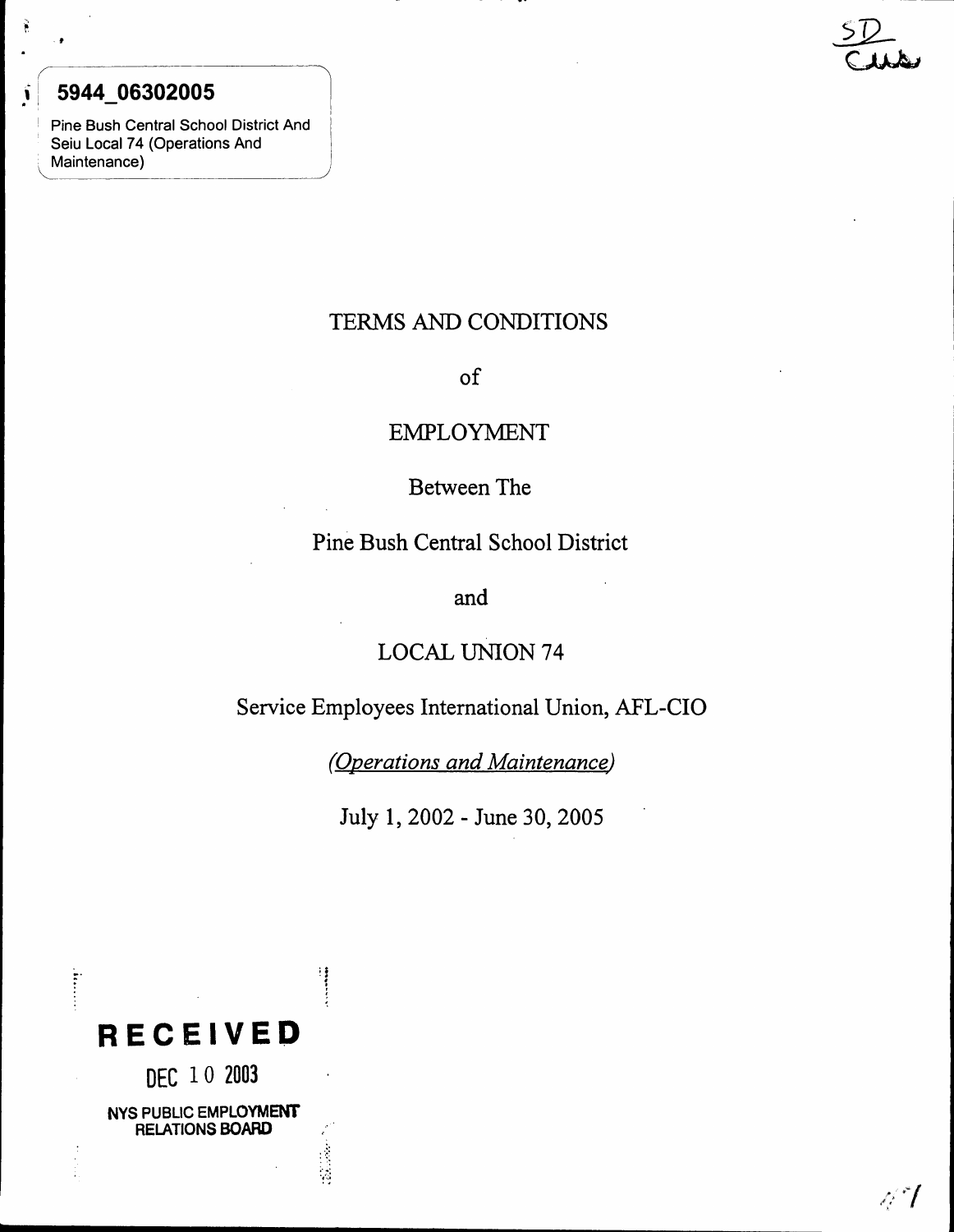5944_06302005

Pine Bush Central School District And Seiu Local 74 (Operations And Maintenance)

SD Cus

# TERMS AND CONDITIONS

of

EMPLOYMENT

Between The

Pine Bush Central School District

and

LOCAL UNION 74

Service Employees International Union, AFL-CIO

*(Operations and Maintenance)*

July 1, 2002 - June 30, 2005

**RECEIVED**

DEC 10 2003

NYS PUBLIC EMPLOYMENT RELATIONS BOARD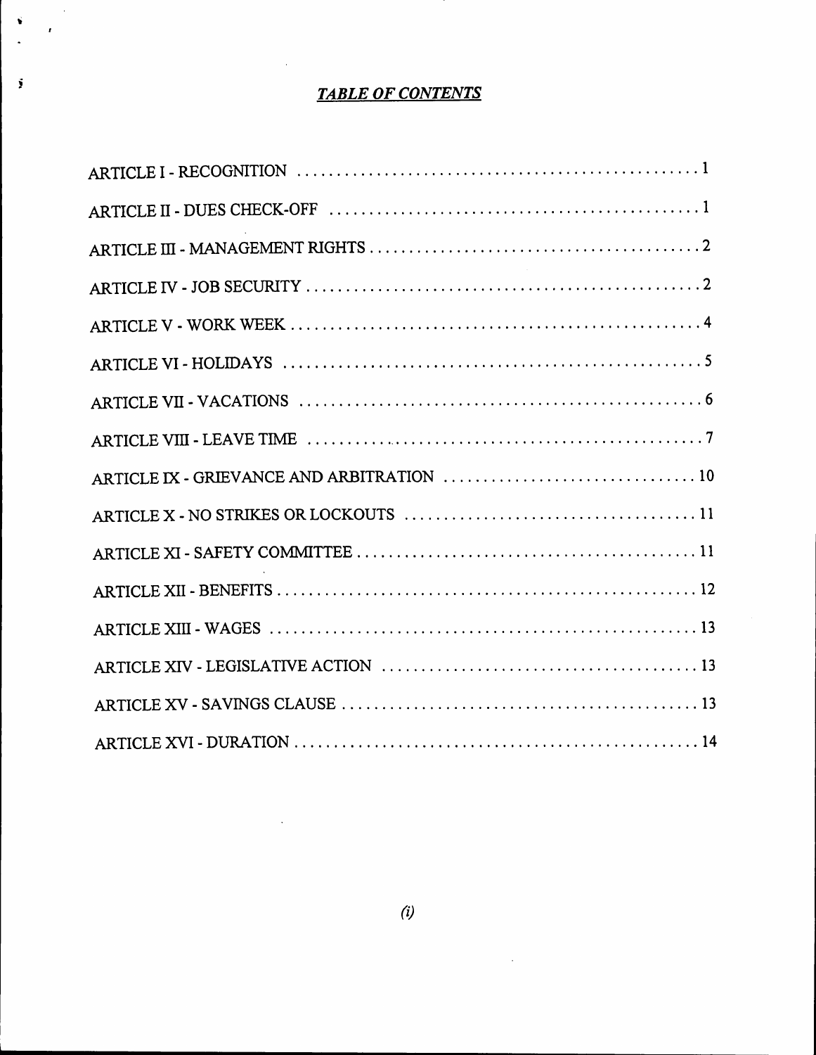## *TABLE OF CONTENTS*

| Article | Page |
|---|---|
| ARTICLE I - RECOGNITION | 1 |
| ARTICLE II - DUES CHECK-OFF | 1 |
| ARTICLE III - MANAGEMENT RIGHTS | 2 |
| ARTICLE IV - JOB SECURITY | 2 |
| ARTICLE V - WORK WEEK | 4 |
| ARTICLE VI - HOLIDAYS | 5 |
| ARTICLE VII - VACATIONS | 6 |
| ARTICLE VIII - LEAVE TIME | 7 |
| ARTICLE IX - GRIEVANCE AND ARBITRATION | 10 |
| ARTICLE X - NO STRIKES OR LOCKOUTS | 11 |
| ARTICLE XI - SAFETY COMMITTEE | 11 |
| ARTICLE XII - BENEFITS | 12 |
| ARTICLE XIII - WAGES | 13 |
| ARTICLE XIV - LEGISLATIVE ACTION | 13 |
| ARTICLE XV - SAVINGS CLAUSE | 13 |
| ARTICLE XVI - DURATION | 14 |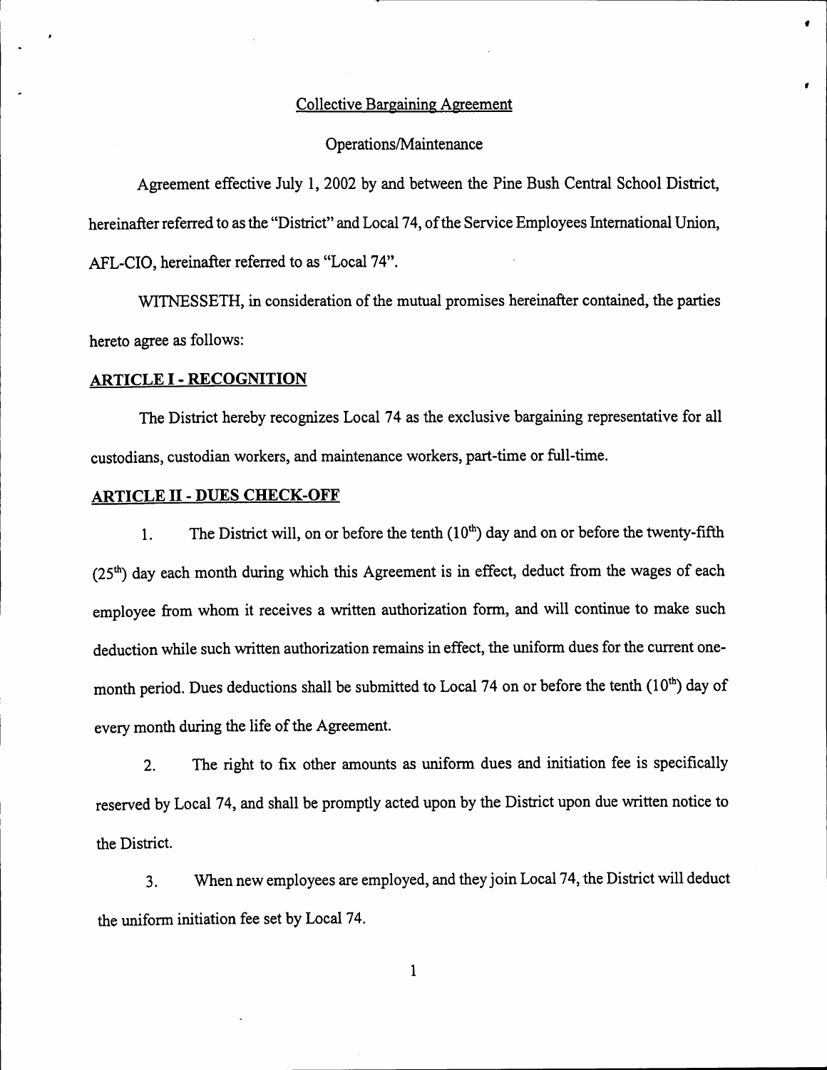Collective Bargaining Agreement

Operations/Maintenance

Agreement effective July 1, 2002 by and between the Pine Bush Central School District, hereinafter referred to as the "District" and Local 74, of the Service Employees International Union, AFL-CIO, hereinafter referred to as "Local 74".

WITNESSETH, in consideration of the mutual promises hereinafter contained, the parties hereto agree as follows:

## ARTICLE I - RECOGNITION

The District hereby recognizes Local 74 as the exclusive bargaining representative for all custodians, custodian workers, and maintenance workers, part-time or full-time.

## ARTICLE II - DUES CHECK-OFF

1. The District will, on or before the tenth ($10^{th}$) day and on or before the twenty-fifth ($25^{th}$) day each month during which this Agreement is in effect, deduct from the wages of each employee from whom it receives a written authorization form, and will continue to make such deduction while such written authorization remains in effect, the uniform dues for the current one-month period. Dues deductions shall be submitted to Local 74 on or before the tenth ($10^{th}$) day of every month during the life of the Agreement.

2. The right to fix other amounts as uniform dues and initiation fee is specifically reserved by Local 74, and shall be promptly acted upon by the District upon due written notice to the District.

3. When new employees are employed, and they join Local 74, the District will deduct the uniform initiation fee set by Local 74.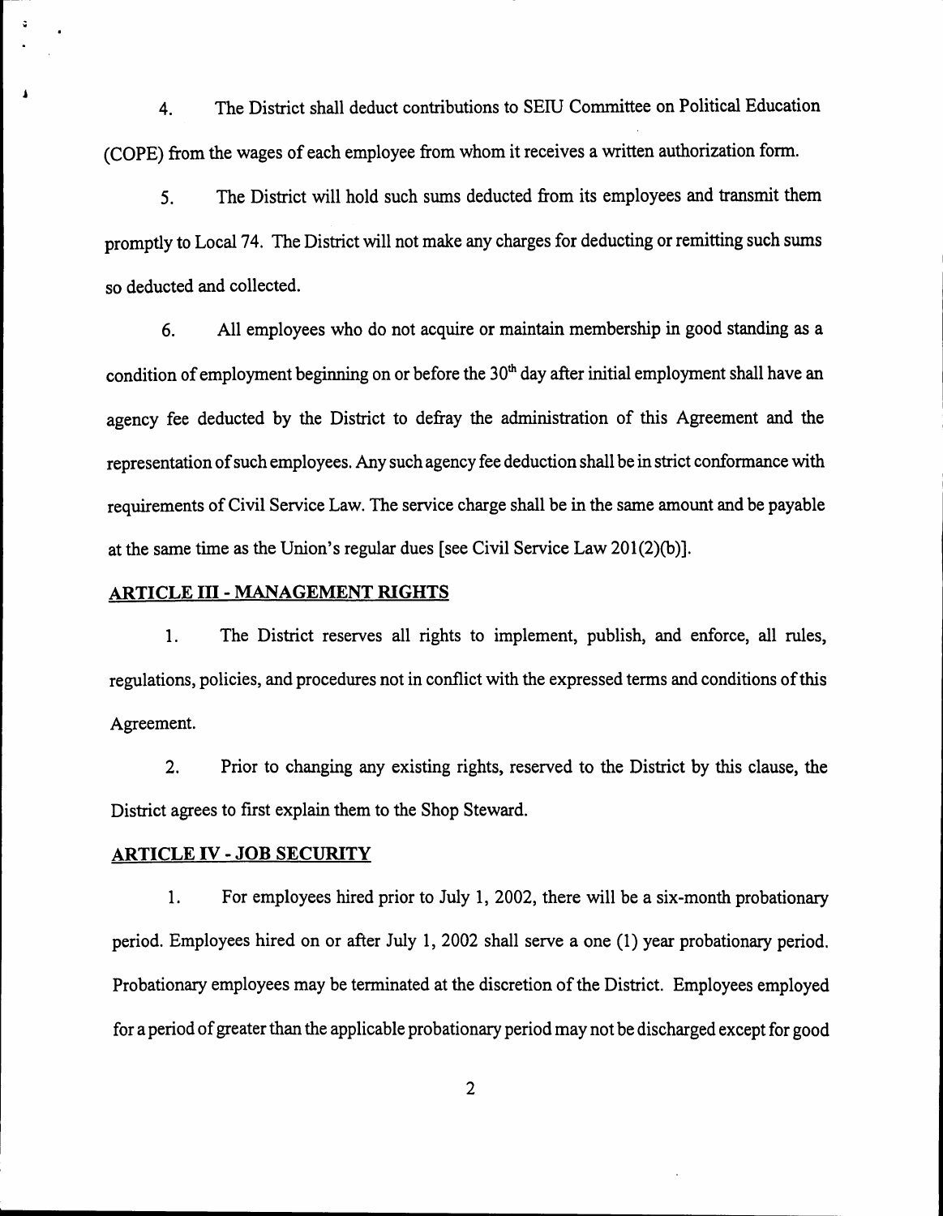4. The District shall deduct contributions to SEIU Committee on Political Education (COPE) from the wages of each employee from whom it receives a written authorization form.

5. The District will hold such sums deducted from its employees and transmit them promptly to Local 74. The District will not make any charges for deducting or remitting such sums so deducted and collected.

6. All employees who do not acquire or maintain membership in good standing as a condition of employment beginning on or before the 30th day after initial employment shall have an agency fee deducted by the District to defray the administration of this Agreement and the representation of such employees. Any such agency fee deduction shall be in strict conformance with requirements of Civil Service Law. The service charge shall be in the same amount and be payable at the same time as the Union's regular dues [see Civil Service Law 201(2)(b)].

## ARTICLE III - MANAGEMENT RIGHTS

1. The District reserves all rights to implement, publish, and enforce, all rules, regulations, policies, and procedures not in conflict with the expressed terms and conditions of this Agreement.

2. Prior to changing any existing rights, reserved to the District by this clause, the District agrees to first explain them to the Shop Steward.

## ARTICLE IV - JOB SECURITY

1. For employees hired prior to July 1, 2002, there will be a six-month probationary period. Employees hired on or after July 1, 2002 shall serve a one (1) year probationary period. Probationary employees may be terminated at the discretion of the District. Employees employed for a period of greater than the applicable probationary period may not be discharged except for good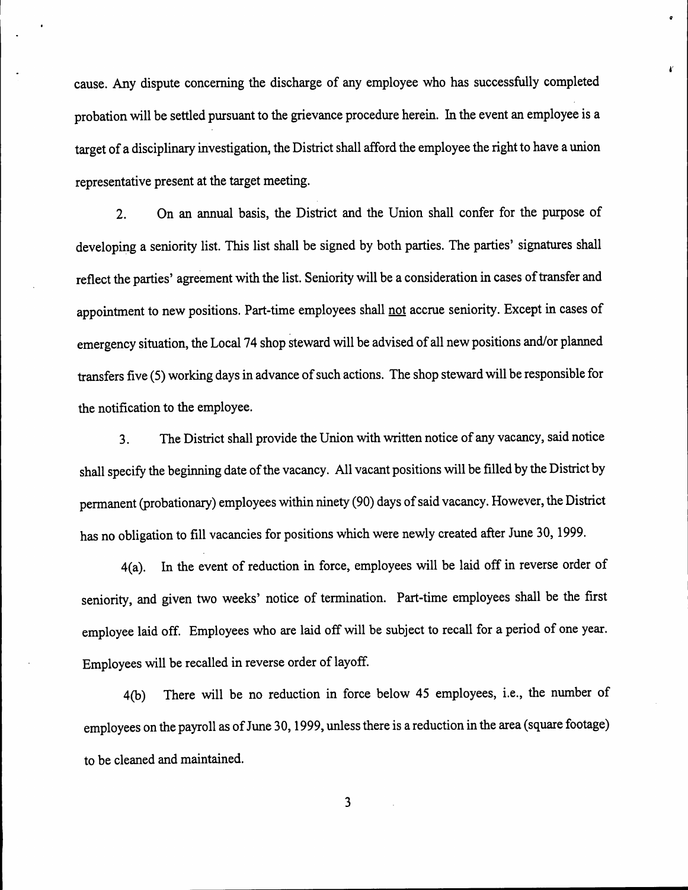cause. Any dispute concerning the discharge of any employee who has successfully completed probation will be settled pursuant to the grievance procedure herein. In the event an employee is a target of a disciplinary investigation, the District shall afford the employee the right to have a union representative present at the target meeting.

2. On an annual basis, the District and the Union shall confer for the purpose of developing a seniority list. This list shall be signed by both parties. The parties' signatures shall reflect the parties' agreement with the list. Seniority will be a consideration in cases of transfer and appointment to new positions. Part-time employees shall <u>not</u> accrue seniority. Except in cases of emergency situation, the Local 74 shop steward will be advised of all new positions and/or planned transfers five (5) working days in advance of such actions. The shop steward will be responsible for the notification to the employee.

3. The District shall provide the Union with written notice of any vacancy, said notice shall specify the beginning date of the vacancy. All vacant positions will be filled by the District by permanent (probationary) employees within ninety (90) days of said vacancy. However, the District has no obligation to fill vacancies for positions which were newly created after June 30, 1999.

4(a). In the event of reduction in force, employees will be laid off in reverse order of seniority, and given two weeks' notice of termination. Part-time employees shall be the first employee laid off. Employees who are laid off will be subject to recall for a period of one year. Employees will be recalled in reverse order of layoff.

4(b) There will be no reduction in force below 45 employees, i.e., the number of employees on the payroll as of June 30, 1999, unless there is a reduction in the area (square footage) to be cleaned and maintained.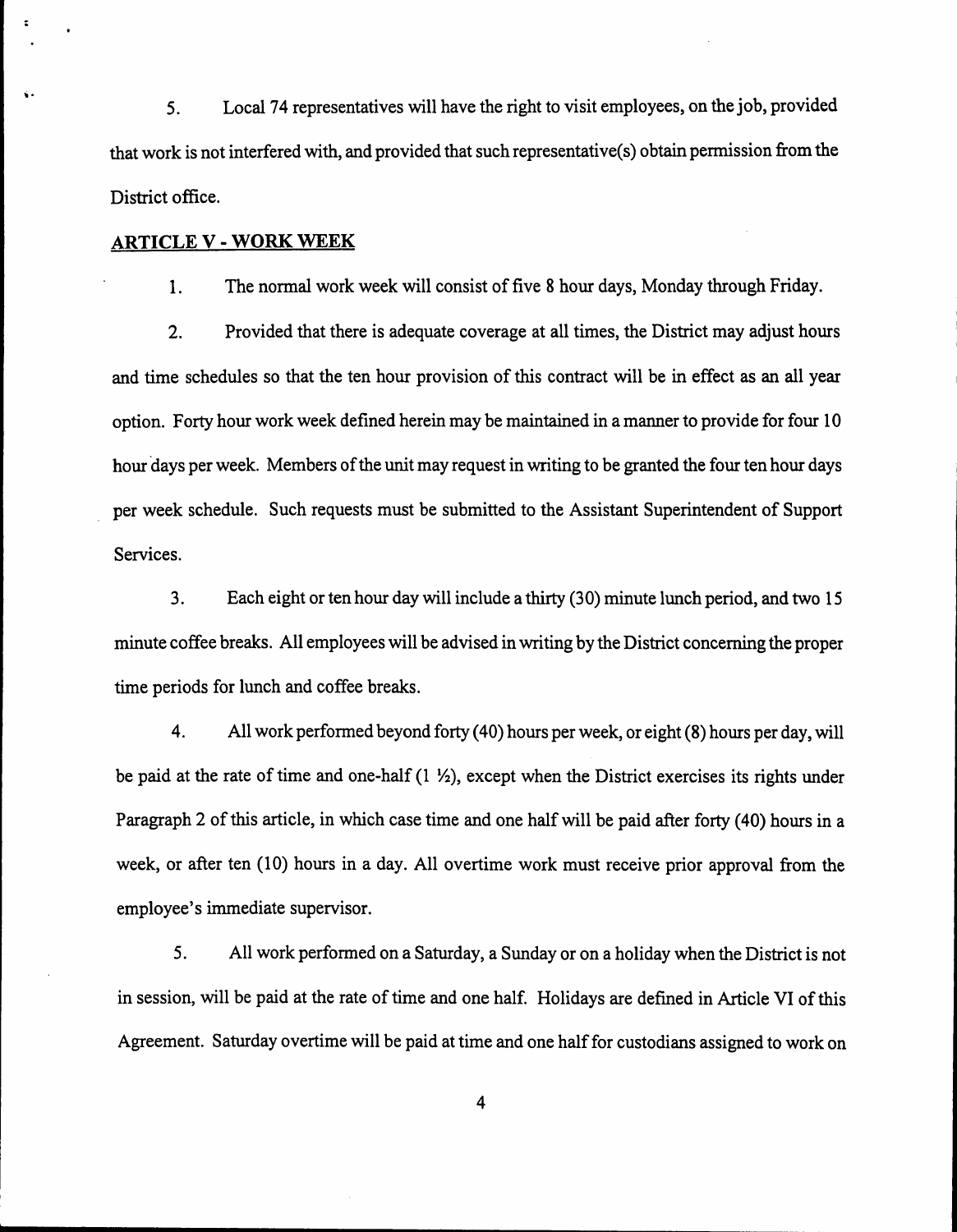5. Local 74 representatives will have the right to visit employees, on the job, provided that work is not interfered with, and provided that such representative(s) obtain permission from the District office.

## ARTICLE V - WORK WEEK

1. The normal work week will consist of five 8 hour days, Monday through Friday.

2. Provided that there is adequate coverage at all times, the District may adjust hours and time schedules so that the ten hour provision of this contract will be in effect as an all year option. Forty hour work week defined herein may be maintained in a manner to provide for four 10 hour days per week. Members of the unit may request in writing to be granted the four ten hour days per week schedule. Such requests must be submitted to the Assistant Superintendent of Support Services.

3. Each eight or ten hour day will include a thirty (30) minute lunch period, and two 15 minute coffee breaks. All employees will be advised in writing by the District concerning the proper time periods for lunch and coffee breaks.

4. All work performed beyond forty (40) hours per week, or eight (8) hours per day, will be paid at the rate of time and one-half (1 ½), except when the District exercises its rights under Paragraph 2 of this article, in which case time and one half will be paid after forty (40) hours in a week, or after ten (10) hours in a day. All overtime work must receive prior approval from the employee's immediate supervisor.

5. All work performed on a Saturday, a Sunday or on a holiday when the District is not in session, will be paid at the rate of time and one half. Holidays are defined in Article VI of this Agreement. Saturday overtime will be paid at time and one half for custodians assigned to work on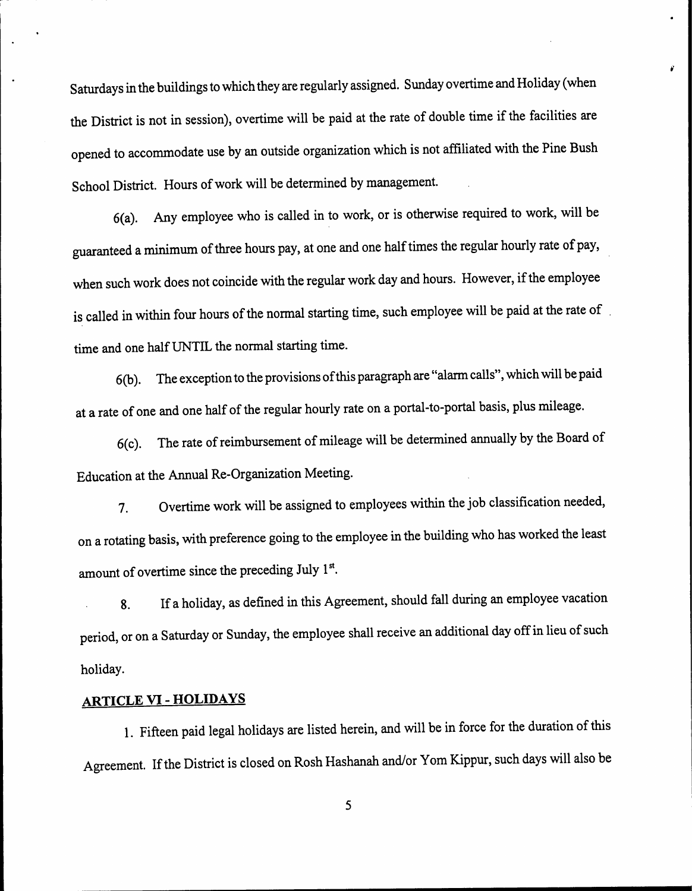Saturdays in the buildings to which they are regularly assigned. Sunday overtime and Holiday (when the District is not in session), overtime will be paid at the rate of double time if the facilities are opened to accommodate use by an outside organization which is not affiliated with the Pine Bush School District. Hours of work will be determined by management.

6(a). Any employee who is called in to work, or is otherwise required to work, will be guaranteed a minimum of three hours pay, at one and one half times the regular hourly rate of pay, when such work does not coincide with the regular work day and hours. However, if the employee is called in within four hours of the normal starting time, such employee will be paid at the rate of time and one half UNTIL the normal starting time.

6(b). The exception to the provisions of this paragraph are "alarm calls", which will be paid at a rate of one and one half of the regular hourly rate on a portal-to-portal basis, plus mileage.

6(c). The rate of reimbursement of mileage will be determined annually by the Board of Education at the Annual Re-Organization Meeting.

7. Overtime work will be assigned to employees within the job classification needed, on a rotating basis, with preference going to the employee in the building who has worked the least amount of overtime since the preceding July 1st.

8. If a holiday, as defined in this Agreement, should fall during an employee vacation period, or on a Saturday or Sunday, the employee shall receive an additional day off in lieu of such holiday.

## ARTICLE VI - HOLIDAYS

1. Fifteen paid legal holidays are listed herein, and will be in force for the duration of this Agreement. If the District is closed on Rosh Hashanah and/or Yom Kippur, such days will also be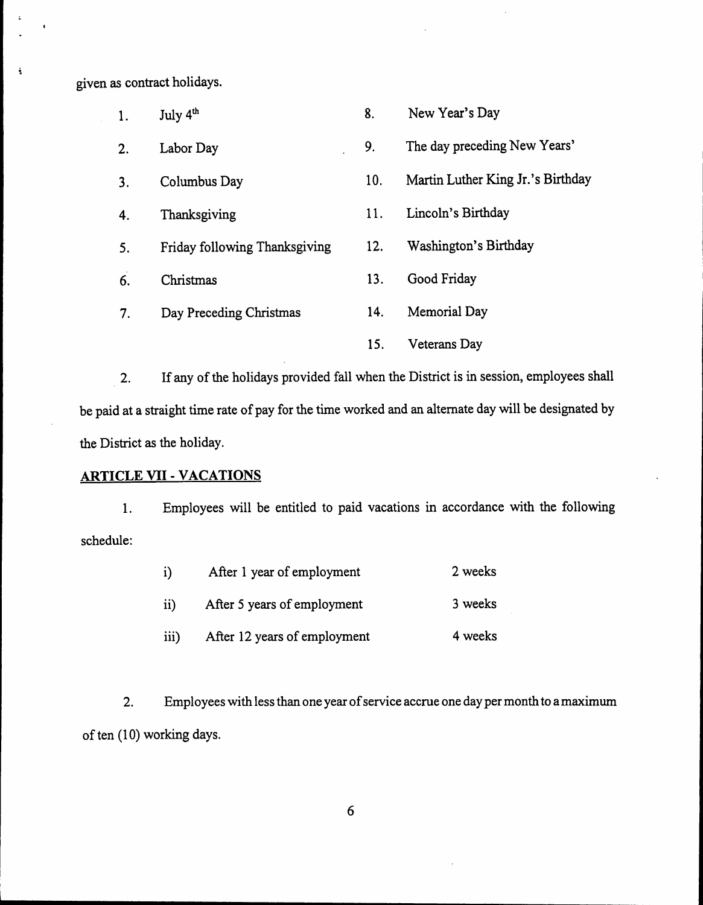given as contract holidays.

| | | | |
|---|---|---|---|
| 1. | July 4th | 8. | New Year's Day |
| 2. | Labor Day | 9. | The day preceding New Years' |
| 3. | Columbus Day | 10. | Martin Luther King Jr.'s Birthday |
| 4. | Thanksgiving | 11. | Lincoln's Birthday |
| 5. | Friday following Thanksgiving | 12. | Washington's Birthday |
| 6. | Christmas | 13. | Good Friday |
| 7. | Day Preceding Christmas | 14. | Memorial Day |
| | | 15. | Veterans Day |

2. If any of the holidays provided fall when the District is in session, employees shall be paid at a straight time rate of pay for the time worked and an alternate day will be designated by the District as the holiday.

## ARTICLE VII - VACATIONS

1. Employees will be entitled to paid vacations in accordance with the following schedule:

| | | |
|---|---|---|
| i) | After 1 year of employment | 2 weeks |
| ii) | After 5 years of employment | 3 weeks |
| iii) | After 12 years of employment | 4 weeks |

2. Employees with less than one year of service accrue one day per month to a maximum of ten (10) working days.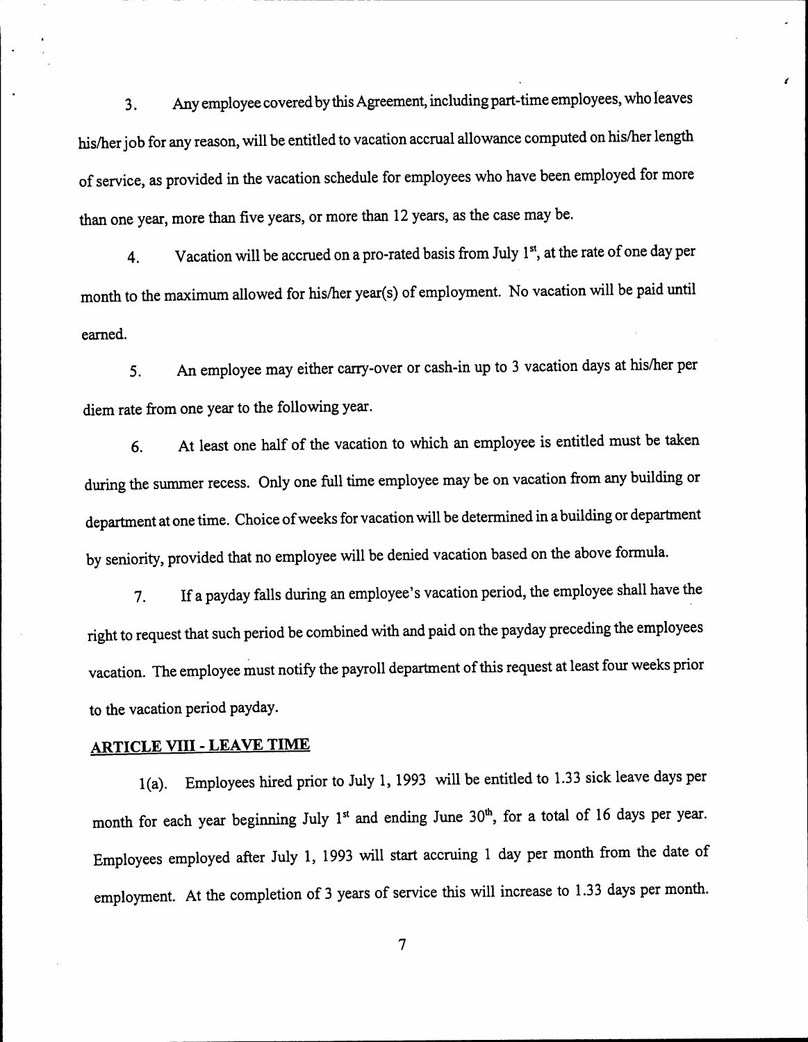3. Any employee covered by this Agreement, including part-time employees, who leaves his/her job for any reason, will be entitled to vacation accrual allowance computed on his/her length of service, as provided in the vacation schedule for employees who have been employed for more than one year, more than five years, or more than 12 years, as the case may be.

4. Vacation will be accrued on a pro-rated basis from July 1st, at the rate of one day per month to the maximum allowed for his/her year(s) of employment. No vacation will be paid until earned.

5. An employee may either carry-over or cash-in up to 3 vacation days at his/her per diem rate from one year to the following year.

6. At least one half of the vacation to which an employee is entitled must be taken during the summer recess. Only one full time employee may be on vacation from any building or department at one time. Choice of weeks for vacation will be determined in a building or department by seniority, provided that no employee will be denied vacation based on the above formula.

7. If a payday falls during an employee's vacation period, the employee shall have the right to request that such period be combined with and paid on the payday preceding the employees vacation. The employee must notify the payroll department of this request at least four weeks prior to the vacation period payday.

## ARTICLE VIII - LEAVE TIME

1(a). Employees hired prior to July 1, 1993 will be entitled to 1.33 sick leave days per month for each year beginning July 1st and ending June 30th, for a total of 16 days per year. Employees employed after July 1, 1993 will start accruing 1 day per month from the date of employment. At the completion of 3 years of service this will increase to 1.33 days per month.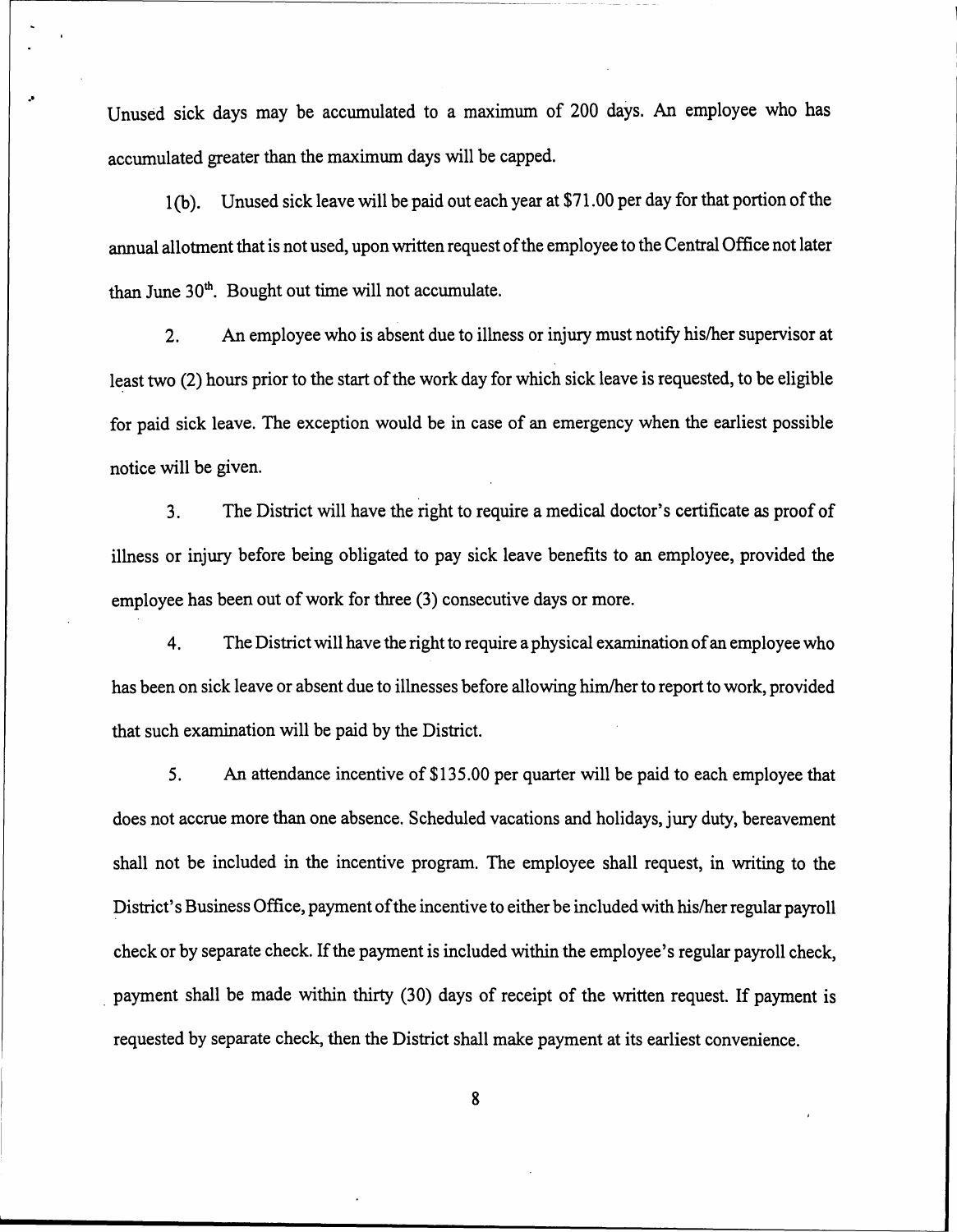Unused sick days may be accumulated to a maximum of 200 days. An employee who has accumulated greater than the maximum days will be capped.

1(b). Unused sick leave will be paid out each year at $71.00 per day for that portion of the annual allotment that is not used, upon written request of the employee to the Central Office not later than June 30th. Bought out time will not accumulate.

2. An employee who is absent due to illness or injury must notify his/her supervisor at least two (2) hours prior to the start of the work day for which sick leave is requested, to be eligible for paid sick leave. The exception would be in case of an emergency when the earliest possible notice will be given.

3. The District will have the right to require a medical doctor's certificate as proof of illness or injury before being obligated to pay sick leave benefits to an employee, provided the employee has been out of work for three (3) consecutive days or more.

4. The District will have the right to require a physical examination of an employee who has been on sick leave or absent due to illnesses before allowing him/her to report to work, provided that such examination will be paid by the District.

5. An attendance incentive of $135.00 per quarter will be paid to each employee that does not accrue more than one absence. Scheduled vacations and holidays, jury duty, bereavement shall not be included in the incentive program. The employee shall request, in writing to the District's Business Office, payment of the incentive to either be included with his/her regular payroll check or by separate check. If the payment is included within the employee's regular payroll check, payment shall be made within thirty (30) days of receipt of the written request. If payment is requested by separate check, then the District shall make payment at its earliest convenience.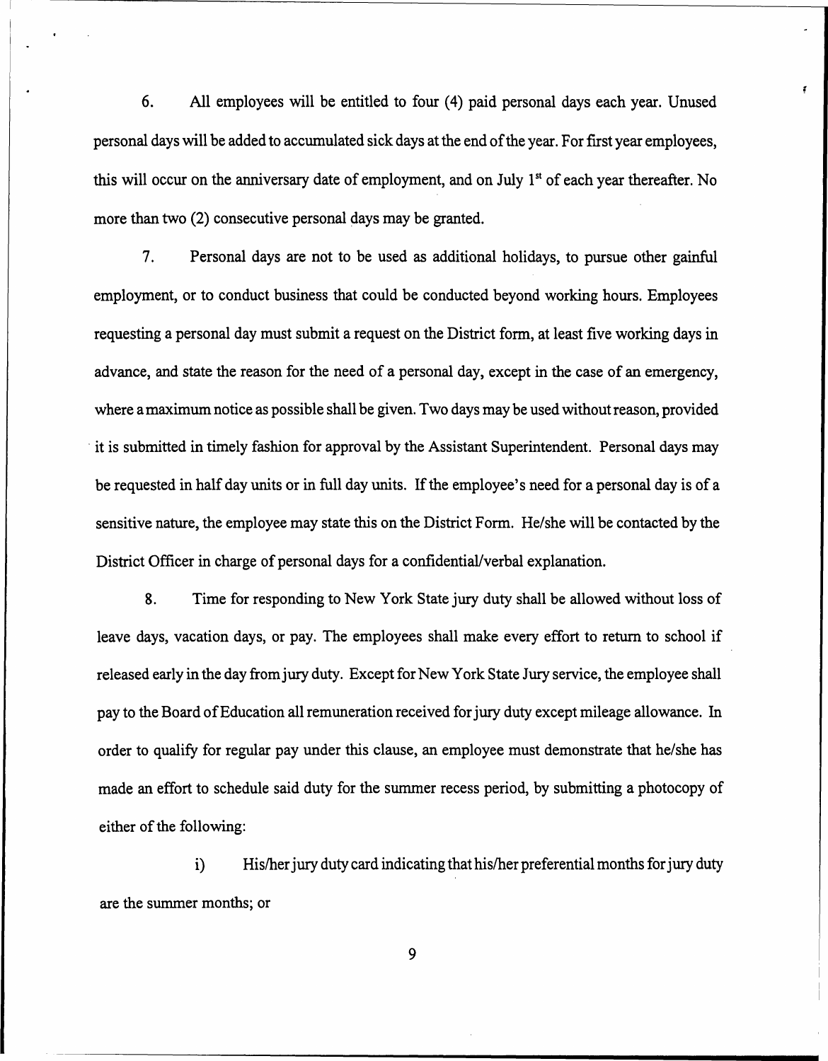6. All employees will be entitled to four (4) paid personal days each year. Unused personal days will be added to accumulated sick days at the end of the year. For first year employees, this will occur on the anniversary date of employment, and on July 1st of each year thereafter. No more than two (2) consecutive personal days may be granted.

7. Personal days are not to be used as additional holidays, to pursue other gainful employment, or to conduct business that could be conducted beyond working hours. Employees requesting a personal day must submit a request on the District form, at least five working days in advance, and state the reason for the need of a personal day, except in the case of an emergency, where a maximum notice as possible shall be given. Two days may be used without reason, provided it is submitted in timely fashion for approval by the Assistant Superintendent. Personal days may be requested in half day units or in full day units. If the employee's need for a personal day is of a sensitive nature, the employee may state this on the District Form. He/she will be contacted by the District Officer in charge of personal days for a confidential/verbal explanation.

8. Time for responding to New York State jury duty shall be allowed without loss of leave days, vacation days, or pay. The employees shall make every effort to return to school if released early in the day from jury duty. Except for New York State Jury service, the employee shall pay to the Board of Education all remuneration received for jury duty except mileage allowance. In order to qualify for regular pay under this clause, an employee must demonstrate that he/she has made an effort to schedule said duty for the summer recess period, by submitting a photocopy of either of the following:

i) His/her jury duty card indicating that his/her preferential months for jury duty are the summer months; or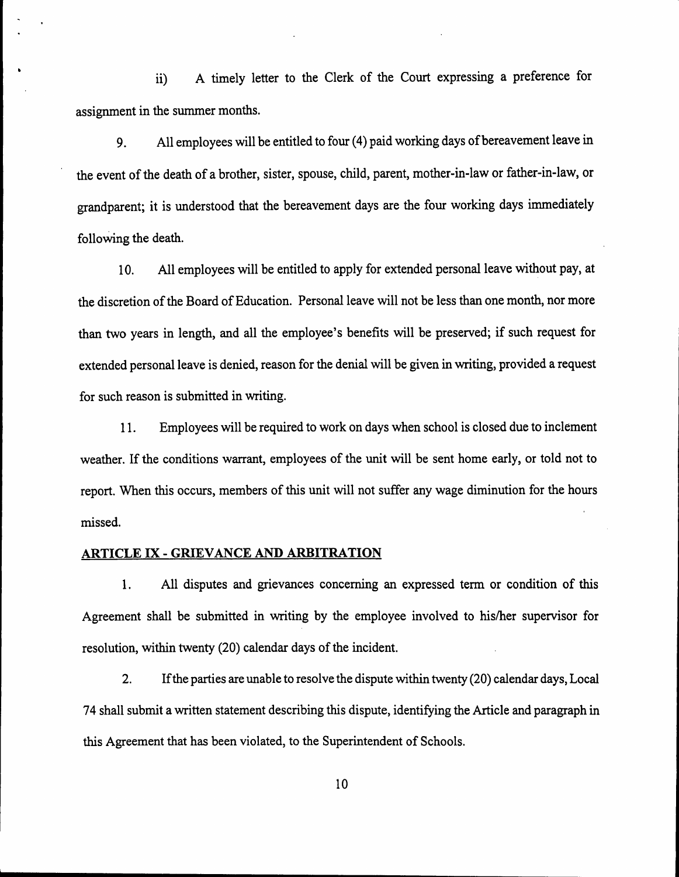ii) A timely letter to the Clerk of the Court expressing a preference for assignment in the summer months.

9. All employees will be entitled to four (4) paid working days of bereavement leave in the event of the death of a brother, sister, spouse, child, parent, mother-in-law or father-in-law, or grandparent; it is understood that the bereavement days are the four working days immediately following the death.

10. All employees will be entitled to apply for extended personal leave without pay, at the discretion of the Board of Education. Personal leave will not be less than one month, nor more than two years in length, and all the employee's benefits will be preserved; if such request for extended personal leave is denied, reason for the denial will be given in writing, provided a request for such reason is submitted in writing.

11. Employees will be required to work on days when school is closed due to inclement weather. If the conditions warrant, employees of the unit will be sent home early, or told not to report. When this occurs, members of this unit will not suffer any wage diminution for the hours missed.

## ARTICLE IX - GRIEVANCE AND ARBITRATION

1. All disputes and grievances concerning an expressed term or condition of this Agreement shall be submitted in writing by the employee involved to his/her supervisor for resolution, within twenty (20) calendar days of the incident.

2. If the parties are unable to resolve the dispute within twenty (20) calendar days, Local 74 shall submit a written statement describing this dispute, identifying the Article and paragraph in this Agreement that has been violated, to the Superintendent of Schools.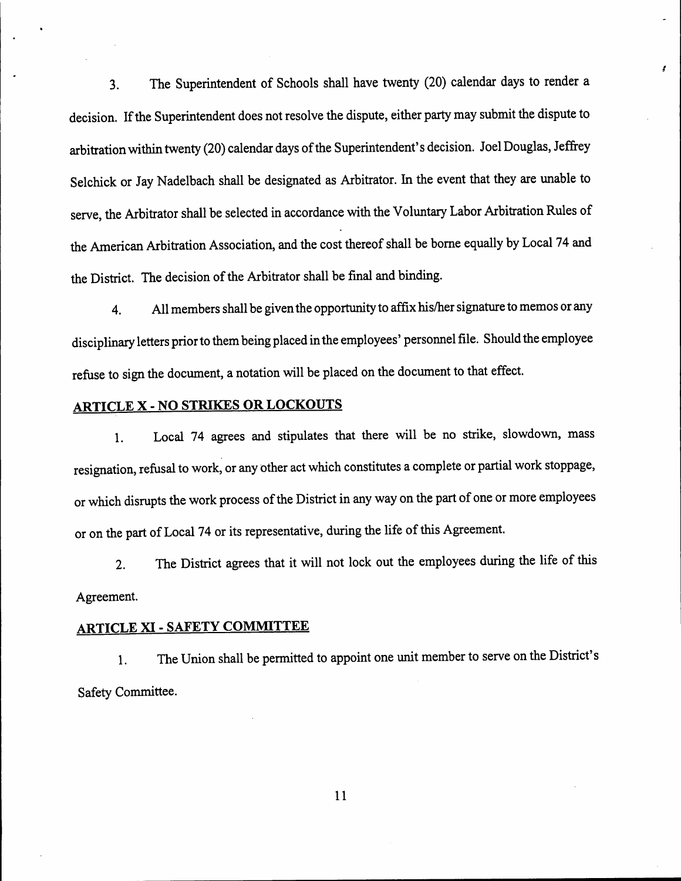3. The Superintendent of Schools shall have twenty (20) calendar days to render a decision. If the Superintendent does not resolve the dispute, either party may submit the dispute to arbitration within twenty (20) calendar days of the Superintendent's decision. Joel Douglas, Jeffrey Selchick or Jay Nadelbach shall be designated as Arbitrator. In the event that they are unable to serve, the Arbitrator shall be selected in accordance with the Voluntary Labor Arbitration Rules of the American Arbitration Association, and the cost thereof shall be borne equally by Local 74 and the District. The decision of the Arbitrator shall be final and binding.

4. All members shall be given the opportunity to affix his/her signature to memos or any disciplinary letters prior to them being placed in the employees' personnel file. Should the employee refuse to sign the document, a notation will be placed on the document to that effect.

## ARTICLE X - NO STRIKES OR LOCKOUTS

1. Local 74 agrees and stipulates that there will be no strike, slowdown, mass resignation, refusal to work, or any other act which constitutes a complete or partial work stoppage, or which disrupts the work process of the District in any way on the part of one or more employees or on the part of Local 74 or its representative, during the life of this Agreement.

2. The District agrees that it will not lock out the employees during the life of this Agreement.

## ARTICLE XI - SAFETY COMMITTEE

1. The Union shall be permitted to appoint one unit member to serve on the District's Safety Committee.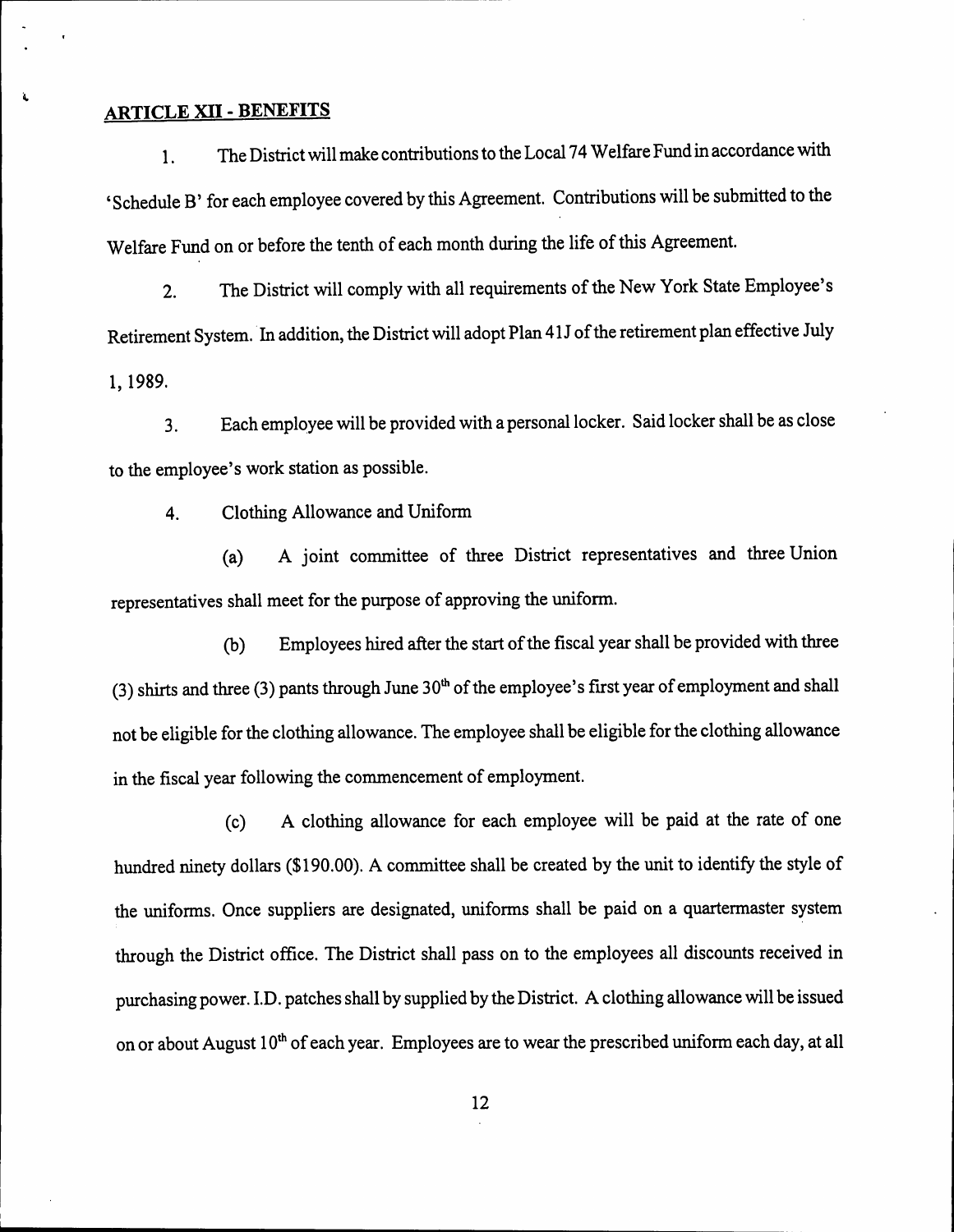## ARTICLE XII - BENEFITS

1. The District will make contributions to the Local 74 Welfare Fund in accordance with 'Schedule B' for each employee covered by this Agreement. Contributions will be submitted to the Welfare Fund on or before the tenth of each month during the life of this Agreement.

2. The District will comply with all requirements of the New York State Employee's Retirement System. In addition, the District will adopt Plan 41J of the retirement plan effective July 1, 1989.

3. Each employee will be provided with a personal locker. Said locker shall be as close to the employee's work station as possible.

4. Clothing Allowance and Uniform

(a) A joint committee of three District representatives and three Union representatives shall meet for the purpose of approving the uniform.

(b) Employees hired after the start of the fiscal year shall be provided with three (3) shirts and three (3) pants through June 30th of the employee's first year of employment and shall not be eligible for the clothing allowance. The employee shall be eligible for the clothing allowance in the fiscal year following the commencement of employment.

(c) A clothing allowance for each employee will be paid at the rate of one hundred ninety dollars ($190.00). A committee shall be created by the unit to identify the style of the uniforms. Once suppliers are designated, uniforms shall be paid on a quartermaster system through the District office. The District shall pass on to the employees all discounts received in purchasing power. I.D. patches shall by supplied by the District. A clothing allowance will be issued on or about August 10th of each year. Employees are to wear the prescribed uniform each day, at all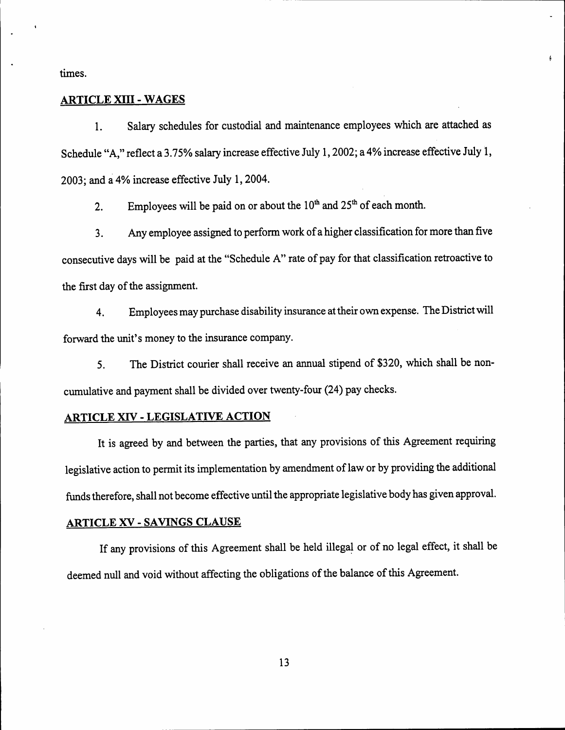times.

## ARTICLE XIII - WAGES

1. Salary schedules for custodial and maintenance employees which are attached as Schedule "A," reflect a 3.75% salary increase effective July 1, 2002; a 4% increase effective July 1, 2003; and a 4% increase effective July 1, 2004.

2. Employees will be paid on or about the 10th and 25th of each month.

3. Any employee assigned to perform work of a higher classification for more than five consecutive days will be paid at the "Schedule A" rate of pay for that classification retroactive to the first day of the assignment.

4. Employees may purchase disability insurance at their own expense. The District will forward the unit's money to the insurance company.

5. The District courier shall receive an annual stipend of $320, which shall be non-cumulative and payment shall be divided over twenty-four (24) pay checks.

## ARTICLE XIV - LEGISLATIVE ACTION

It is agreed by and between the parties, that any provisions of this Agreement requiring legislative action to permit its implementation by amendment of law or by providing the additional funds therefore, shall not become effective until the appropriate legislative body has given approval.

## ARTICLE XV - SAVINGS CLAUSE

If any provisions of this Agreement shall be held illegal or of no legal effect, it shall be deemed null and void without affecting the obligations of the balance of this Agreement.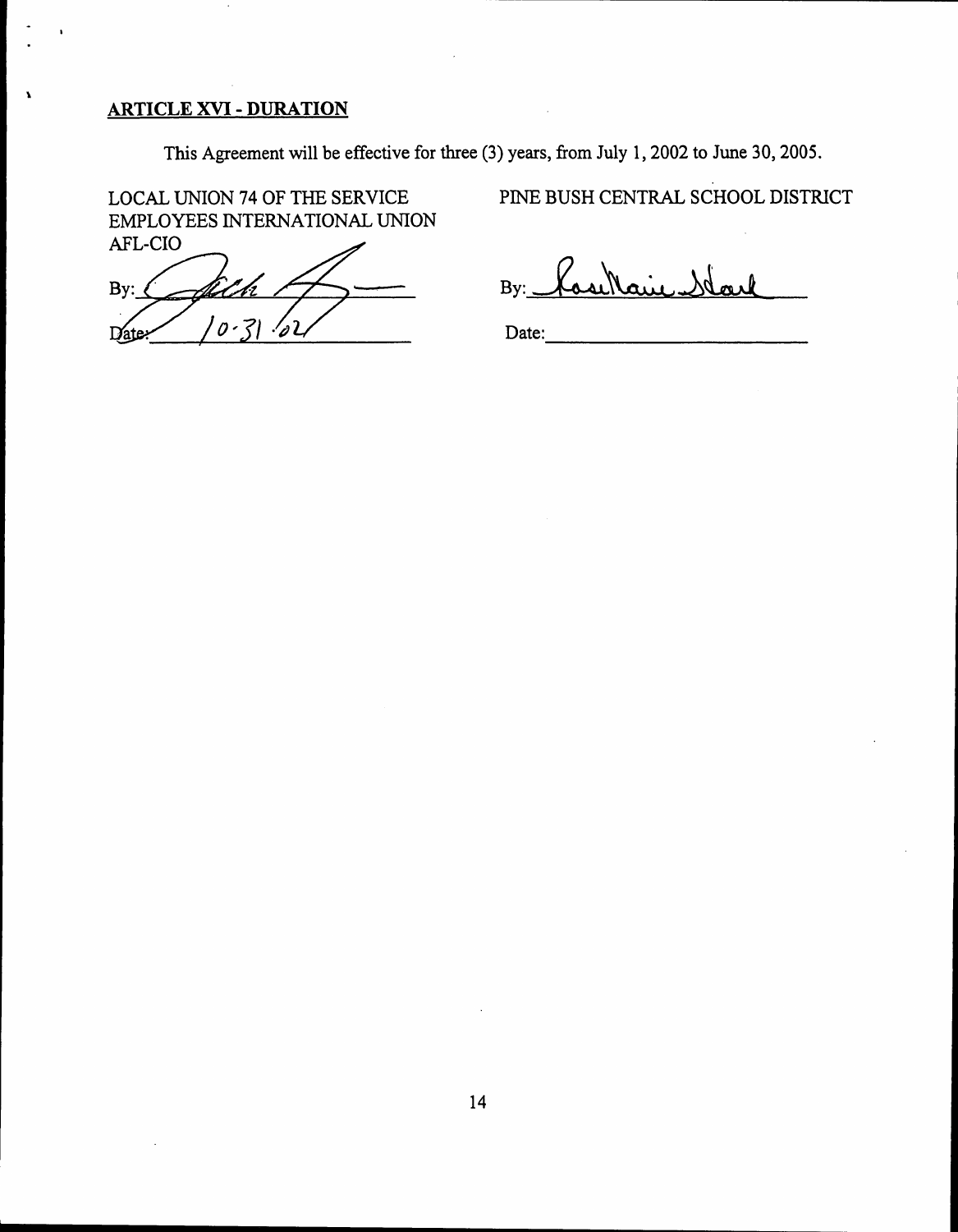## ARTICLE XVI - DURATION

This Agreement will be effective for three (3) years, from July 1, 2002 to June 30, 2005.

LOCAL UNION 74 OF THE SERVICE EMPLOYEES INTERNATIONAL UNION AFL-CIO

By: ______________________

Date: 10-31-02

PINE BUSH CENTRAL SCHOOL DISTRICT

By: ______________________

Date: ______________________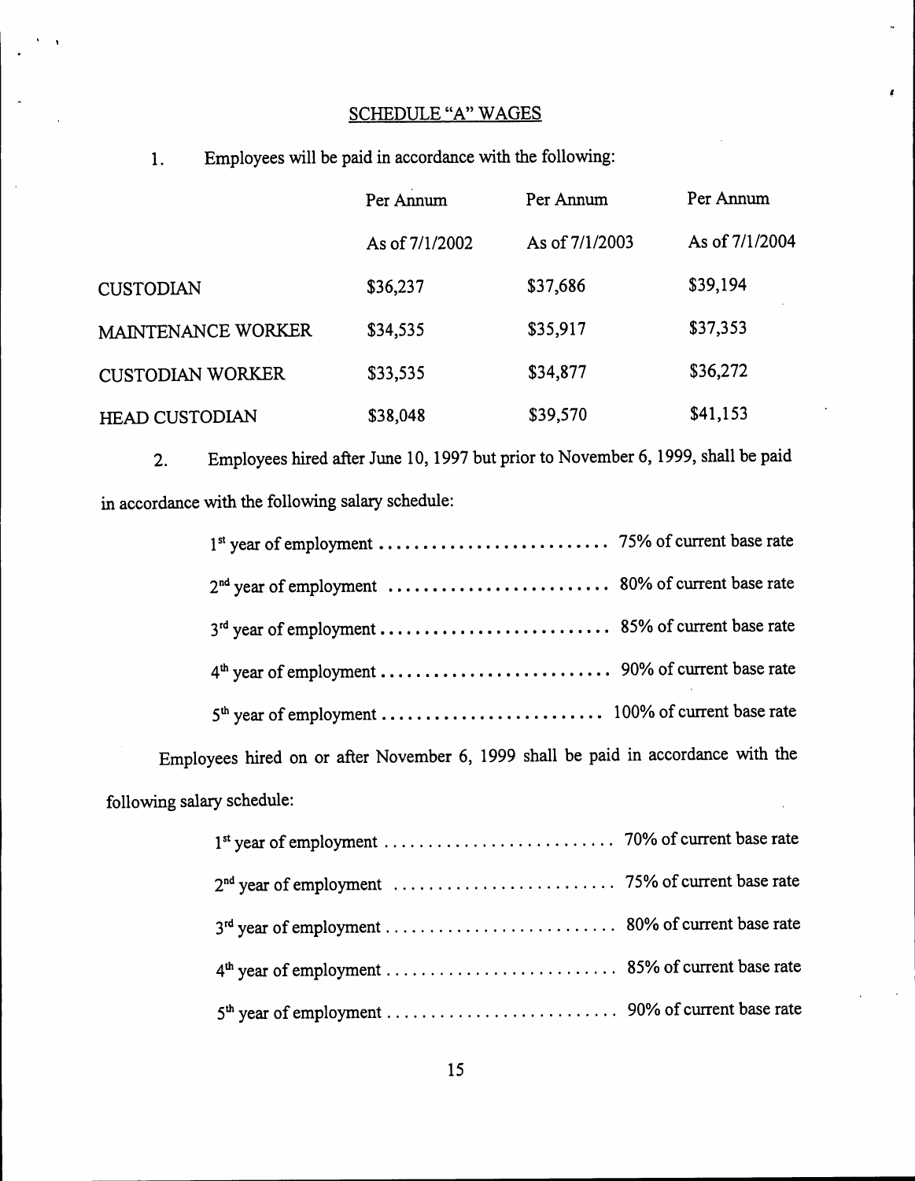## SCHEDULE "A" WAGES

1. Employees will be paid in accordance with the following:

| | Per Annum As of 7/1/2002 | Per Annum As of 7/1/2003 | Per Annum As of 7/1/2004 |
|---|---|---|---|
| CUSTODIAN | $36,237 | $37,686 | $39,194 |
| MAINTENANCE WORKER | $34,535 | $35,917 | $37,353 |
| CUSTODIAN WORKER | $33,535 | $34,877 | $36,272 |
| HEAD CUSTODIAN | $38,048 | $39,570 | $41,153 |

2. Employees hired after June 10, 1997 but prior to November 6, 1999, shall be paid in accordance with the following salary schedule:

1st year of employment .......................... 75% of current base rate

2nd year of employment .......................... 80% of current base rate

3rd year of employment .......................... 85% of current base rate

4th year of employment .......................... 90% of current base rate

5th year of employment .......................... 100% of current base rate

Employees hired on or after November 6, 1999 shall be paid in accordance with the following salary schedule:

1st year of employment .......................... 70% of current base rate

2nd year of employment .......................... 75% of current base rate

3rd year of employment .......................... 80% of current base rate

4th year of employment .......................... 85% of current base rate

5th year of employment .......................... 90% of current base rate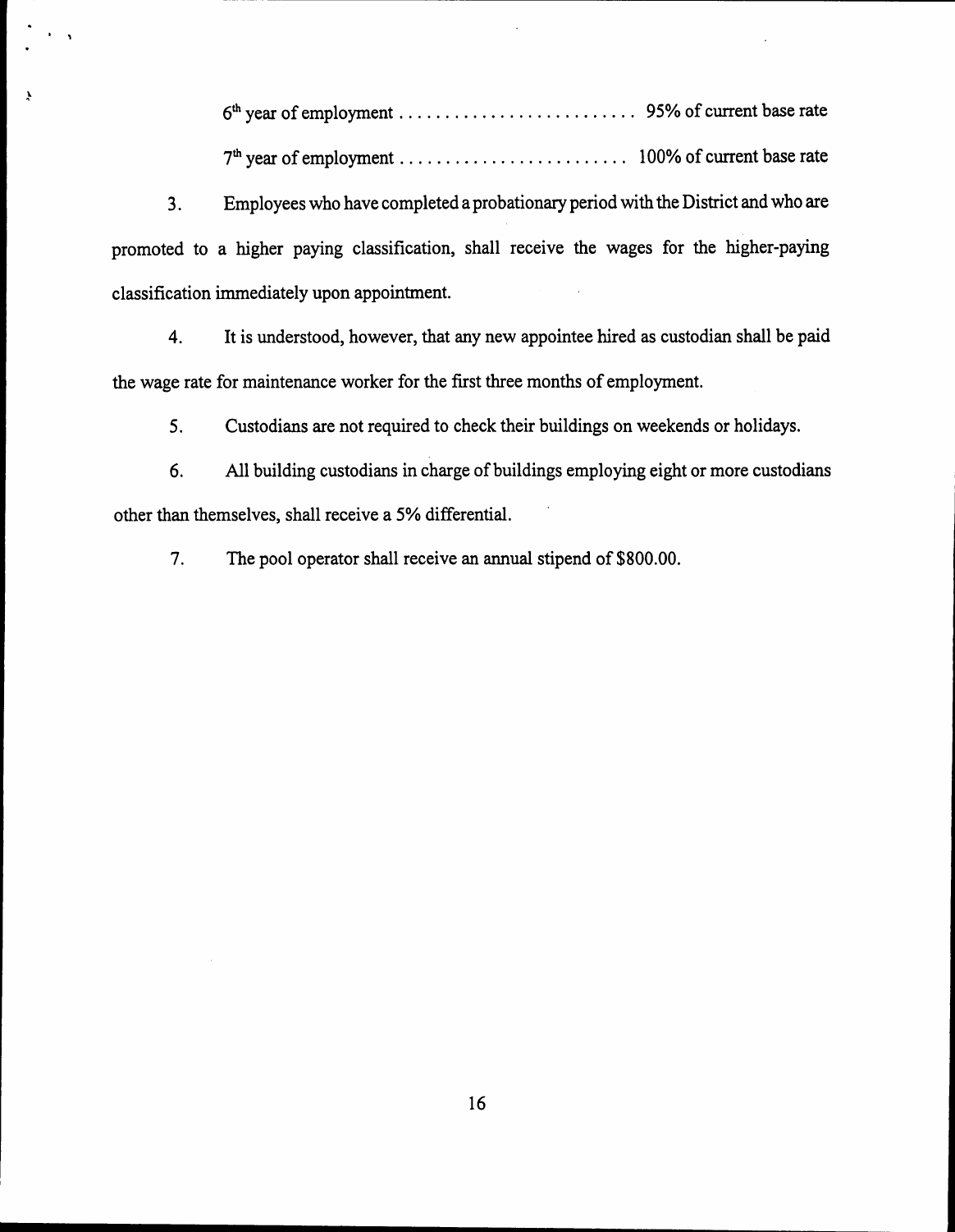6th year of employment . . . . . . . . . . . . . . . . . . . . . . . . . . 95% of current base rate

7th year of employment . . . . . . . . . . . . . . . . . . . . . . . . . . 100% of current base rate

3. Employees who have completed a probationary period with the District and who are promoted to a higher paying classification, shall receive the wages for the higher-paying classification immediately upon appointment.

4. It is understood, however, that any new appointee hired as custodian shall be paid the wage rate for maintenance worker for the first three months of employment.

5. Custodians are not required to check their buildings on weekends or holidays.

6. All building custodians in charge of buildings employing eight or more custodians other than themselves, shall receive a 5% differential.

7. The pool operator shall receive an annual stipend of $800.00.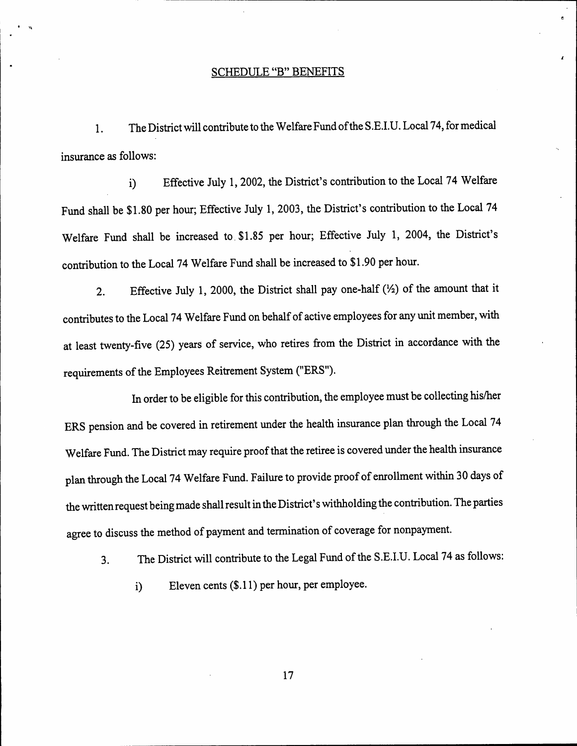## SCHEDULE "B" BENEFITS

1. The District will contribute to the Welfare Fund of the S.E.I.U. Local 74, for medical insurance as follows:

   i) Effective July 1, 2002, the District's contribution to the Local 74 Welfare Fund shall be $1.80 per hour; Effective July 1, 2003, the District's contribution to the Local 74 Welfare Fund shall be increased to $1.85 per hour; Effective July 1, 2004, the District's contribution to the Local 74 Welfare Fund shall be increased to $1.90 per hour.

2. Effective July 1, 2000, the District shall pay one-half (½) of the amount that it contributes to the Local 74 Welfare Fund on behalf of active employees for any unit member, with at least twenty-five (25) years of service, who retires from the District in accordance with the requirements of the Employees Reitrement System ("ERS").

   In order to be eligible for this contribution, the employee must be collecting his/her ERS pension and be covered in retirement under the health insurance plan through the Local 74 Welfare Fund. The District may require proof that the retiree is covered under the health insurance plan through the Local 74 Welfare Fund. Failure to provide proof of enrollment within 30 days of the written request being made shall result in the District's withholding the contribution. The parties agree to discuss the method of payment and termination of coverage for nonpayment.

3. The District will contribute to the Legal Fund of the S.E.I.U. Local 74 as follows:

   i) Eleven cents ($.11) per hour, per employee.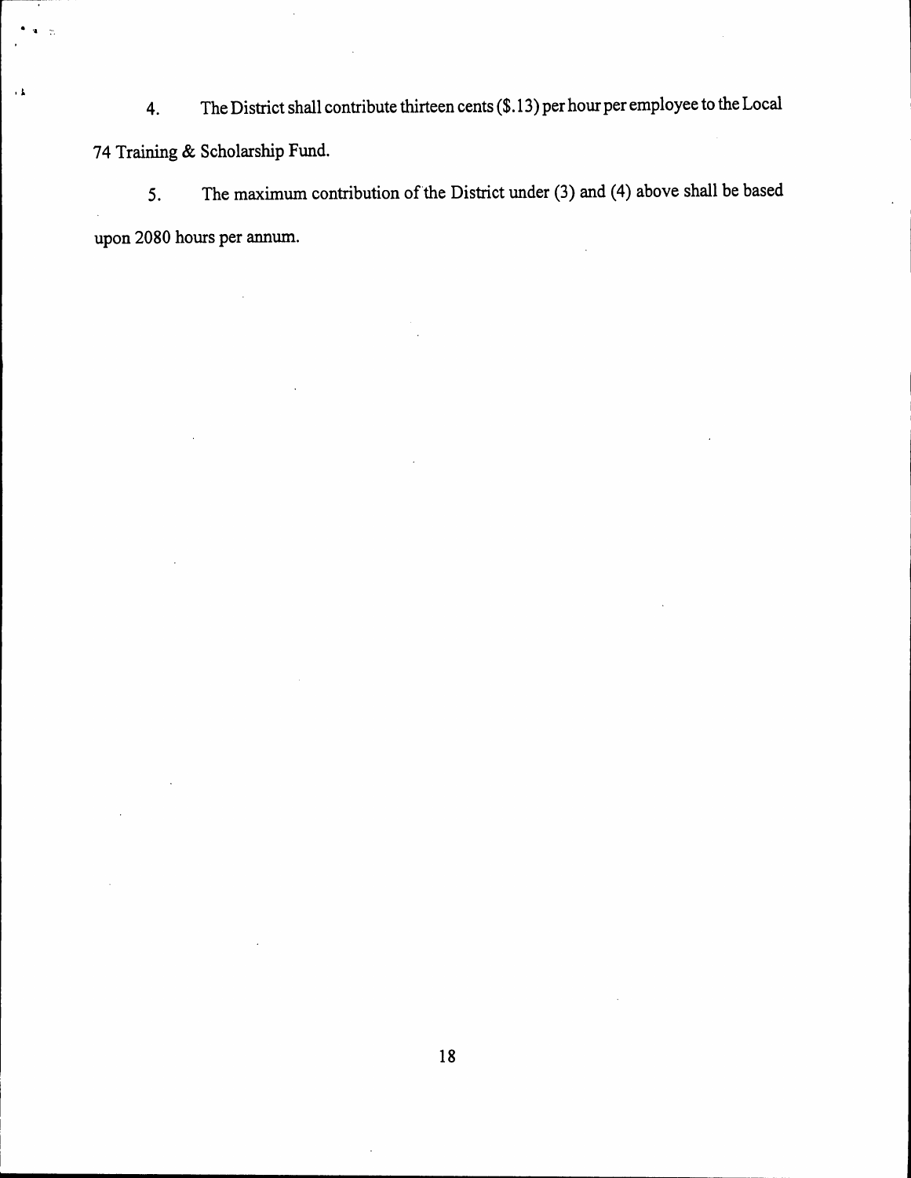4. The District shall contribute thirteen cents ($.13) per hour per employee to the Local 74 Training & Scholarship Fund.

5. The maximum contribution of the District under (3) and (4) above shall be based upon 2080 hours per annum.